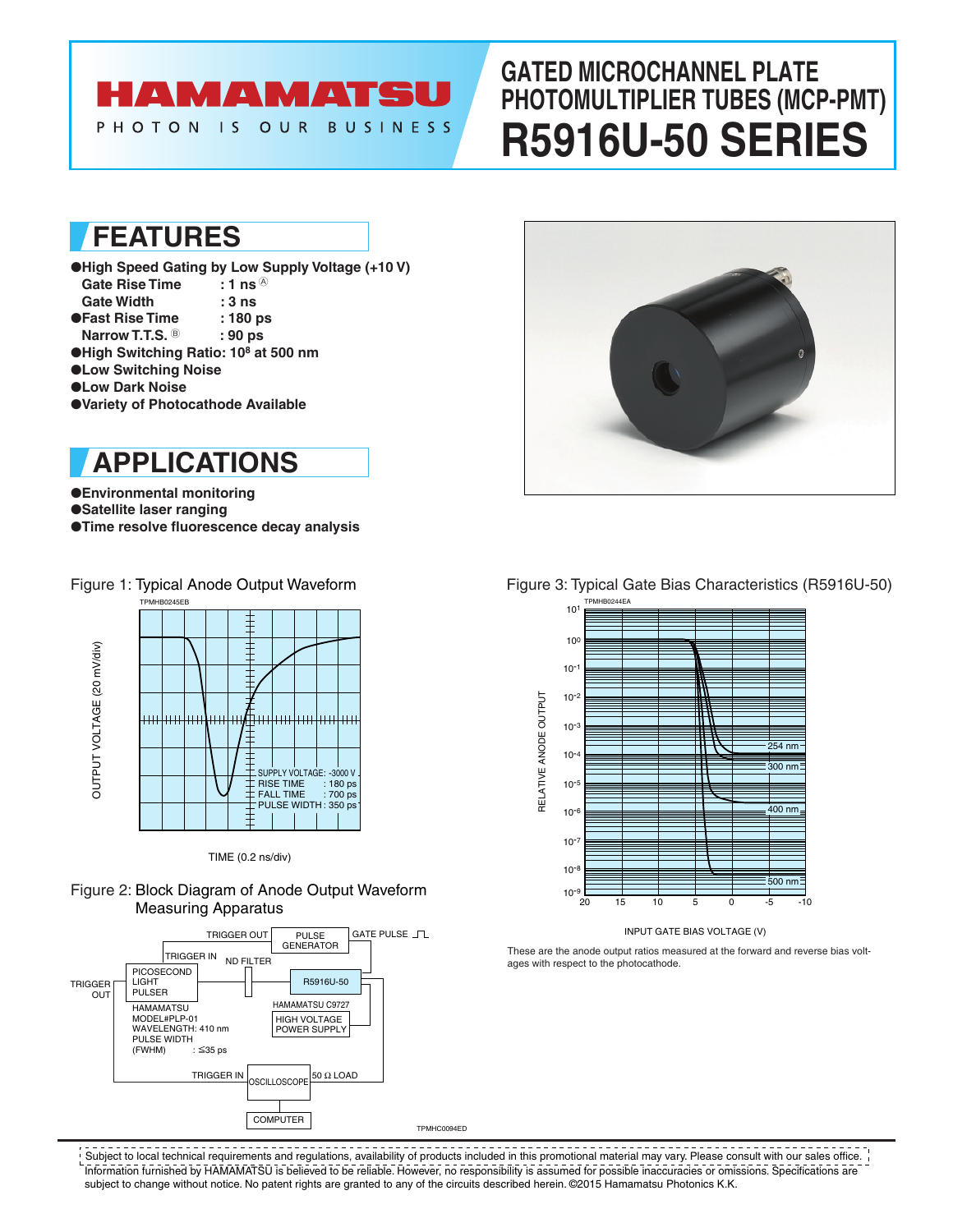# HAMAMATSU

PHOTON IS OUR BUSINESS

# GATED MICROCHANNEL PLATE PHOTOMULTIPLIER TUBES (MCP-PMT)

# R5916U-50 SERIES

## FEATURES

- **High Speed Gating by Low Supply Voltage (+10 V)**
  - **Gate Rise Time : 1 ns** Ⓐ
  - **Gate Width : 3 ns**
- **Fast Rise Time : 180 ps**
  - **Narrow T.T.S.** Ⓑ **: 90 ps**
- **High Switching Ratio: $10^8$ at 500 nm**
- **Low Switching Noise**
- **Low Dark Noise**
- **Variety of Photocathode Available**

## APPLICATIONS

- **Environmental monitoring**
- **Satellite laser ranging**
- **Time resolve fluorescence decay analysis**

Figure 1: Typical Anode Output Waveform

TPMHB0245EB

OUTPUT VOLTAGE (20 mV/div)

TIME (0.2 ns/div)

SUPPLY VOLTAGE: -3000 V
RISE TIME : 180 ps
FALL TIME : 700 ps
PULSE WIDTH : 350 ps

Figure 2: Block Diagram of Anode Output Waveform Measuring Apparatus

TRIGGER OUT, PULSE GENERATOR, GATE PULSE, TRIGGER IN, ND FILTER, TRIGGER OUT, PICOSECOND LIGHT PULSER, R5916U-50, HAMAMATSU MODEL#PLP-01 WAVELENGTH: 410 nm PULSE WIDTH (FWHM) : ≦35 ps, HAMAMATSU C9727 HIGH VOLTAGE POWER SUPPLY, TRIGGER IN, OSCILLOSCOPE, 50 Ω LOAD, COMPUTER

TPMHC0094ED

Figure 3: Typical Gate Bias Characteristics (R5916U-50)

TPMHB0244EA

RELATIVE ANODE OUTPUT ($10^{-9}$ to $10^{1}$)

INPUT GATE BIAS VOLTAGE (V) (20 to -10)

254 nm, 300 nm, 400 nm, 500 nm

These are the anode output ratios measured at the forward and reverse bias voltages with respect to the photocathode.

Subject to local technical requirements and regulations, availability of products included in this promotional material may vary. Please consult with our sales office.
Information furnished by HAMAMATSU is believed to be reliable. However, no responsibility is assumed for possible inaccuracies or omissions. Specifications are subject to change without notice. No patent rights are granted to any of the circuits described herein. ©2015 Hamamatsu Photonics K.K.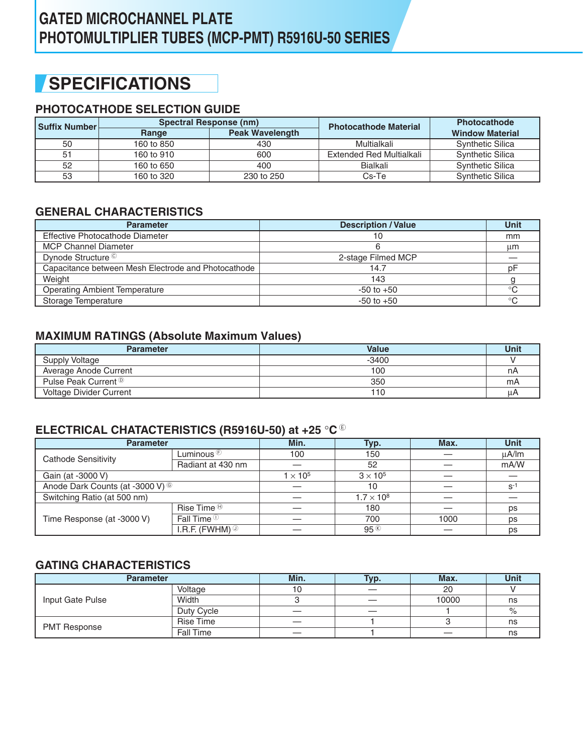# GATED MICROCHANNEL PLATE PHOTOMULTIPLIER TUBES (MCP-PMT) R5916U-50 SERIES

## SPECIFICATIONS

### PHOTOCATHODE SELECTION GUIDE

| Suffix Number | Spectral Response (nm) | | Photocathode Material | Photocathode Window Material |
|---|---|---|---|---|
| | Range | Peak Wavelength | | |
| 50 | 160 to 850 | 430 | Multialkali | Synthetic Silica |
| 51 | 160 to 910 | 600 | Extended Red Multialkali | Synthetic Silica |
| 52 | 160 to 650 | 400 | Bialkali | Synthetic Silica |
| 53 | 160 to 320 | 230 to 250 | Cs-Te | Synthetic Silica |

### GENERAL CHARACTERISTICS

| Parameter | Description / Value | Unit |
|---|---|---|
| Effective Photocathode Diameter | 10 | mm |
| MCP Channel Diameter | 6 | μm |
| Dynode Structure Ⓒ | 2-stage Filmed MCP | — |
| Capacitance between Mesh Electrode and Photocathode | 14.7 | pF |
| Weight | 143 | g |
| Operating Ambient Temperature | -50 to +50 | °C |
| Storage Temperature | -50 to +50 | °C |

### MAXIMUM RATINGS (Absolute Maximum Values)

| Parameter | Value | Unit |
|---|---|---|
| Supply Voltage | -3400 | V |
| Average Anode Current | 100 | nA |
| Pulse Peak Current Ⓓ | 350 | mA |
| Voltage Divider Current | 110 | μA |

### ELECTRICAL CHATACTERISTICS (R5916U-50) at +25 °C Ⓔ

| Parameter | | Min. | Typ. | Max. | Unit |
|---|---|---|---|---|---|
| Cathode Sensitivity | Luminous Ⓕ | 100 | 150 | — | μA/lm |
| | Radiant at 430 nm | — | 52 | — | mA/W |
| Gain (at -3000 V) | | $1 \times 10^5$ | $3 \times 10^5$ | — | — |
| Anode Dark Counts (at -3000 V) Ⓖ | | — | 10 | — | $s^{-1}$ |
| Switching Ratio (at 500 nm) | | — | $1.7 \times 10^8$ | — | — |
| Time Response (at -3000 V) | Rise Time Ⓗ | — | 180 | — | ps |
| | Fall Time Ⓘ | — | 700 | 1000 | ps |
| | I.R.F. (FWHM) Ⓙ | — | 95 Ⓚ | — | ps |

### GATING CHARACTERISTICS

| Parameter | | Min. | Typ. | Max. | Unit |
|---|---|---|---|---|---|
| Input Gate Pulse | Voltage | 10 | — | 20 | V |
| | Width | 3 | — | 10000 | ns |
| | Duty Cycle | — | — | 1 | % |
| PMT Response | Rise Time | — | 1 | 3 | ns |
| | Fall Time | — | 1 | — | ns |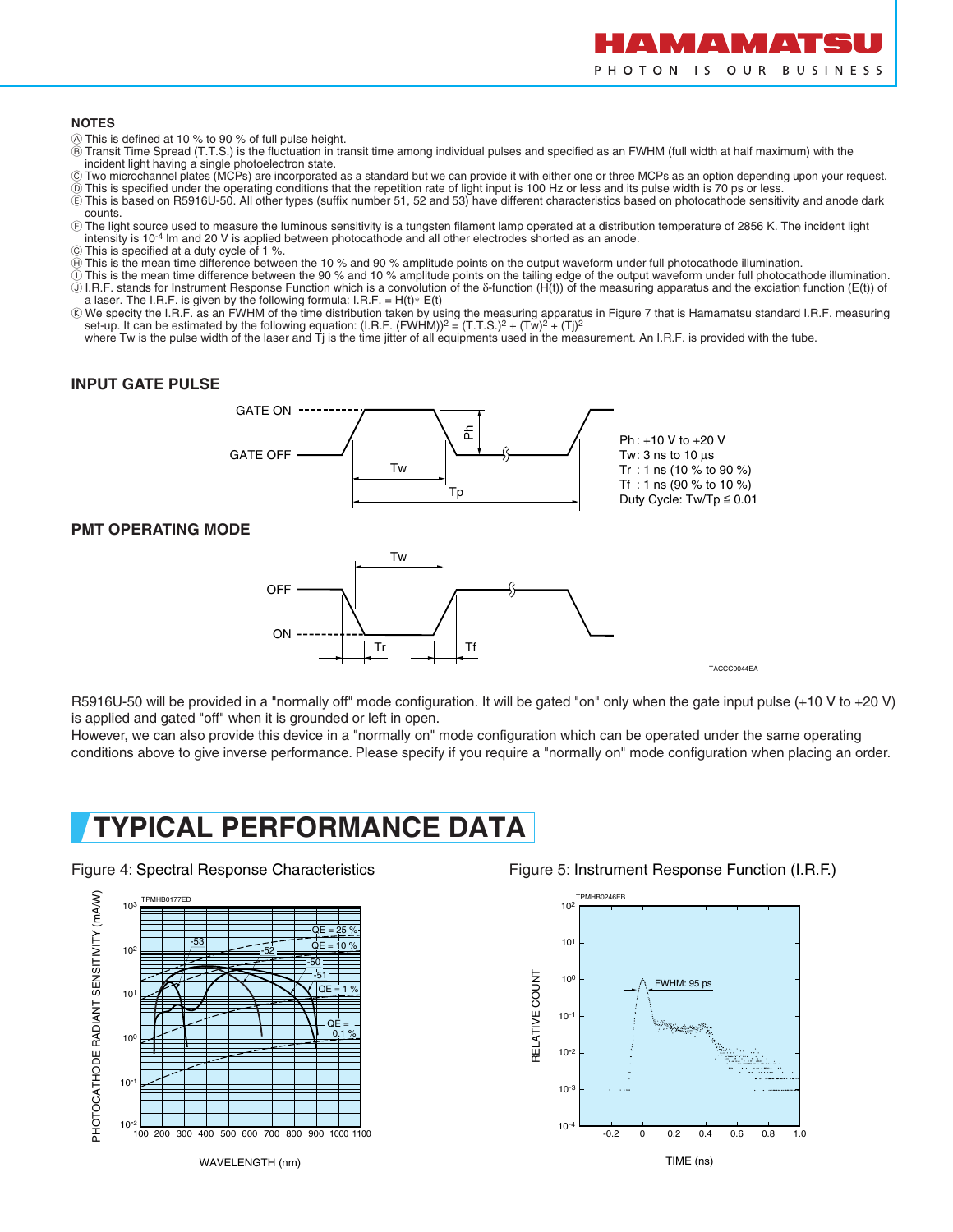**NOTES**

Ⓐ This is defined at 10 % to 90 % of full pulse height.
Ⓑ Transit Time Spread (T.T.S.) is the fluctuation in transit time among individual pulses and specified as an FWHM (full width at half maximum) with the incident light having a single photoelectron state.
Ⓒ Two microchannel plates (MCPs) are incorporated as a standard but we can provide it with either one or three MCPs as an option depending upon your request.
Ⓓ This is specified under the operating conditions that the repetition rate of light input is 100 Hz or less and its pulse width is 70 ps or less.
Ⓔ This is based on R5916U-50. All other types (suffix number 51, 52 and 53) have different characteristics based on photocathode sensitivity and anode dark counts.
Ⓕ The light source used to measure the luminous sensitivity is a tungsten filament lamp operated at a distribution temperature of 2856 K. The incident light intensity is $10^{-4}$ lm and 20 V is applied between photocathode and all other electrodes shorted as an anode.
Ⓖ This is specified at a duty cycle of 1 %.
Ⓗ This is the mean time difference between the 10 % and 90 % amplitude points on the output waveform under full photocathode illumination.
Ⓘ This is the mean time difference between the 90 % and 10 % amplitude points on the tailing edge of the output waveform under full photocathode illumination.
Ⓙ I.R.F. stands for Instrument Response Function which is a convolution of the δ-function (H(t)) of the measuring apparatus and the exciation function (E(t)) of a laser. The I.R.F. is given by the following formula: I.R.F. = H(t)∗ E(t)
Ⓚ We specity the I.R.F. as an FWHM of the time distribution taken by using the measuring apparatus in Figure 7 that is Hamamatsu standard I.R.F. measuring set-up. It can be estimated by the following equation: $(\text{I.R.F. (FWHM)})^2 = (\text{T.T.S.})^2 + (\text{Tw})^2 + (\text{Tj})^2$
where Tw is the pulse width of the laser and Tj is the time jitter of all equipments used in the measurement. An I.R.F. is provided with the tube.

## INPUT GATE PULSE

GATE ON

GATE OFF

Ph: +10 V to +20 V
Tw: 3 ns to 10 µs
Tr : 1 ns (10 % to 90 %)
Tf : 1 ns (90 % to 10 %)
Duty Cycle: Tw/Tp ≦ 0.01

## PMT OPERATING MODE

OFF

ON

TACCC0044EA

R5916U-50 will be provided in a "normally off" mode configuration. It will be gated "on" only when the gate input pulse (+10 V to +20 V) is applied and gated "off" when it is grounded or left in open.
However, we can also provide this device in a "normally on" mode configuration which can be operated under the same operating conditions above to give inverse performance. Please specify if you require a "normally on" mode configuration when placing an order.

# TYPICAL PERFORMANCE DATA

Figure 4: Spectral Response Characteristics

Figure 5: Instrument Response Function (I.R.F.)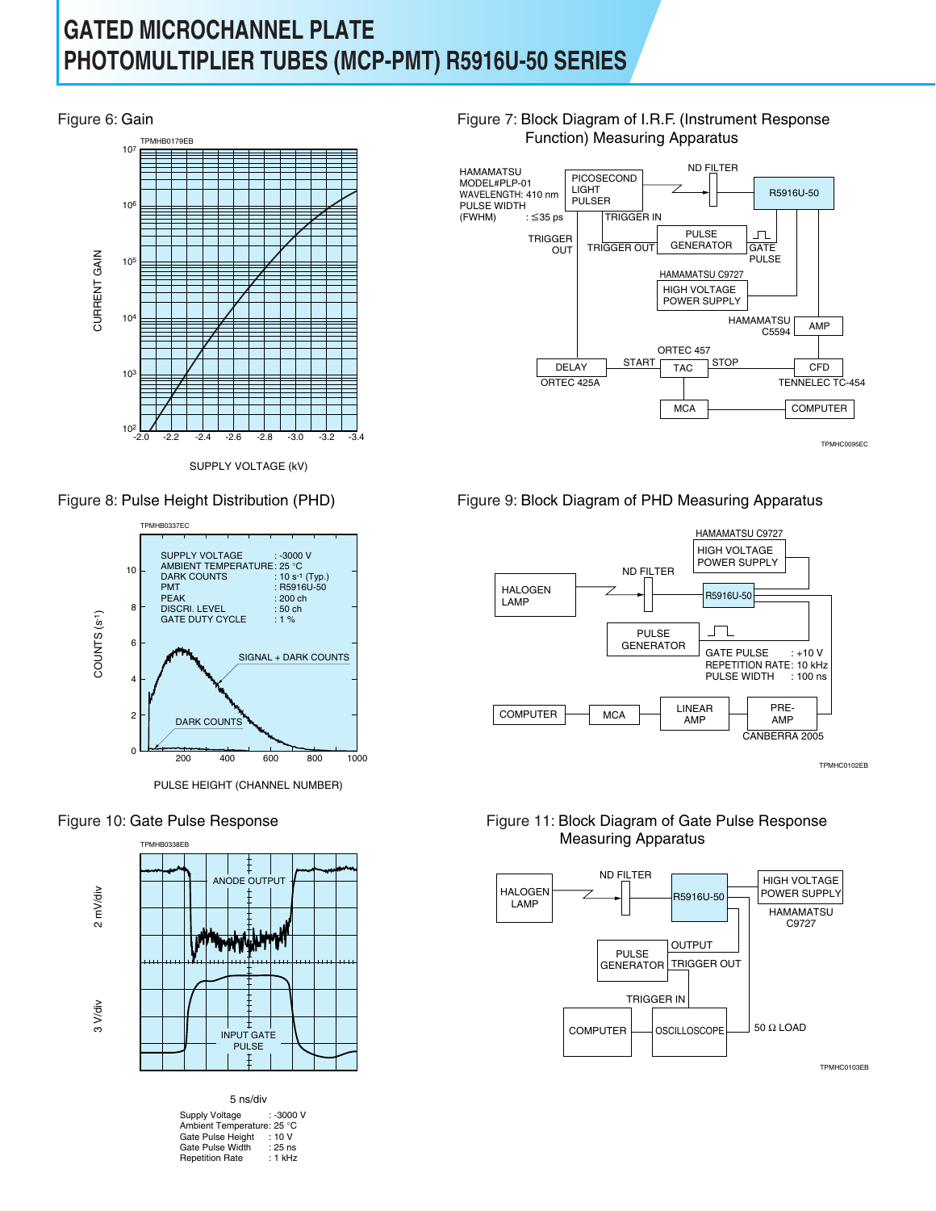# GATED MICROCHANNEL PLATE PHOTOMULTIPLIER TUBES (MCP-PMT) R5916U-50 SERIES

Figure 6: Gain

Figure 7: Block Diagram of I.R.F. (Instrument Response Function) Measuring Apparatus

Figure 8: Pulse Height Distribution (PHD)

Figure 9: Block Diagram of PHD Measuring Apparatus

Figure 10: Gate Pulse Response

| | |
|---|---|
| Supply Voltage | : -3000 V |
| Ambient Temperature | : 25 °C |
| Gate Pulse Height | : 10 V |
| Gate Pulse Width | : 25 ns |
| Repetition Rate | : 1 kHz |

Figure 11: Block Diagram of Gate Pulse Response Measuring Apparatus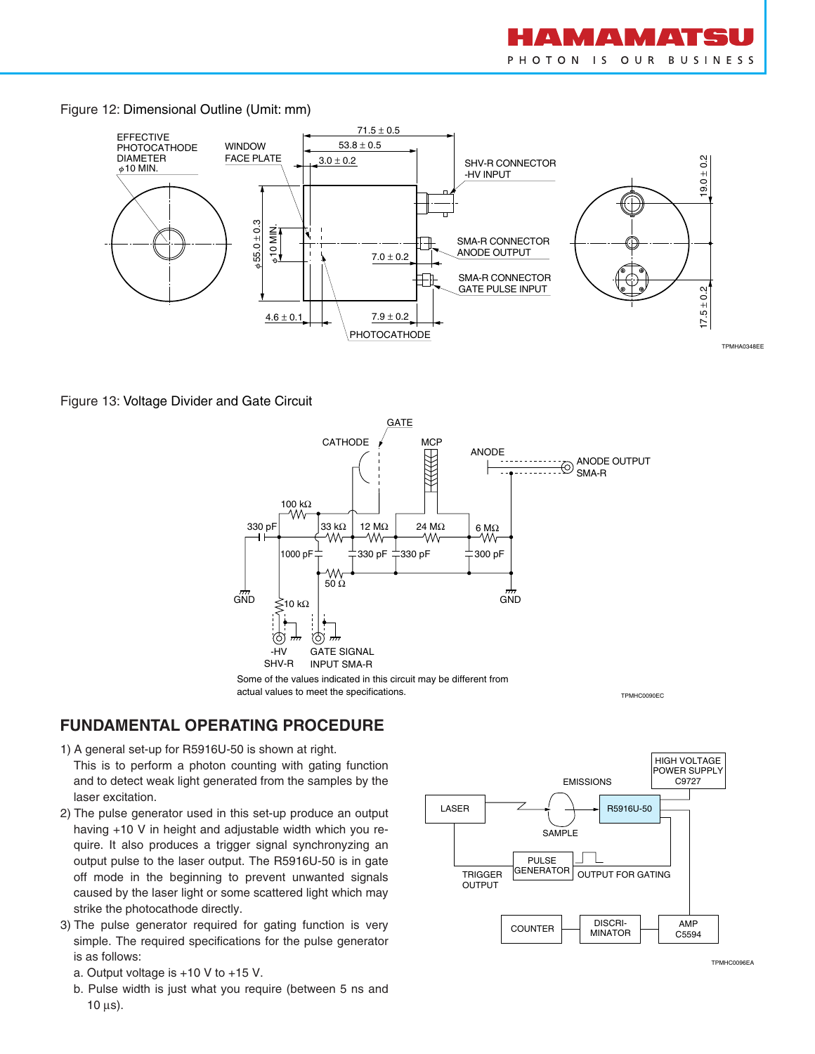Figure 12: Dimensional Outline (Unit: mm)

Figure 13: Voltage Divider and Gate Circuit

Some of the values indicated in this circuit may be different from actual values to meet the specifications.

## FUNDAMENTAL OPERATING PROCEDURE

1) A general set-up for R5916U-50 is shown at right.
   This is to perform a photon counting with gating function and to detect weak light generated from the samples by the laser excitation.
2) The pulse generator used in this set-up produce an output having +10 V in height and adjustable width which you require. It also produces a trigger signal synchronyzing an output pulse to the laser output. The R5916U-50 is in gate off mode in the beginning to prevent unwanted signals caused by the laser light or some scattered light which may strike the photocathode directly.
3) The pulse generator required for gating function is very simple. The required specifications for the pulse generator is as follows:
   a. Output voltage is +10 V to +15 V.
   b. Pulse width is just what you require (between 5 ns and 10 µs).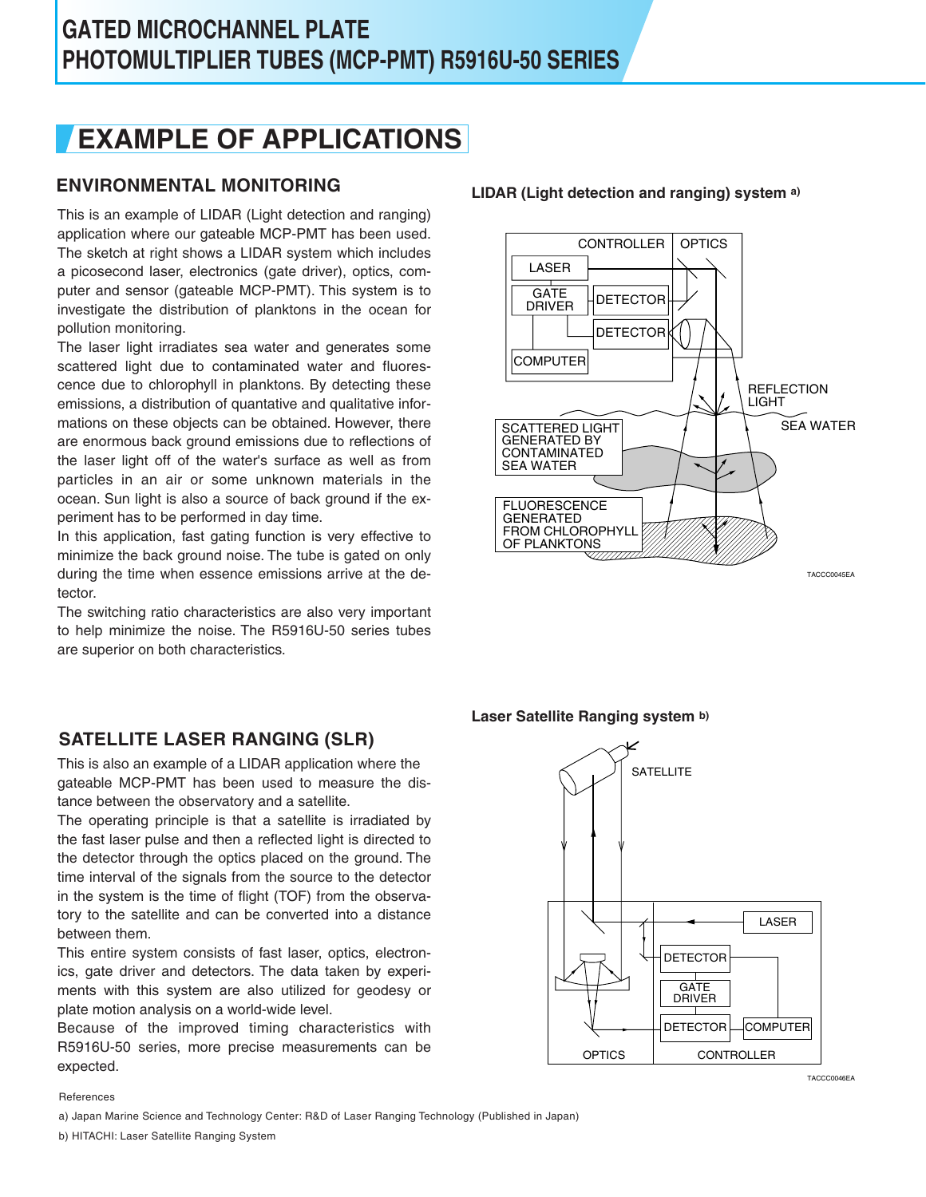# EXAMPLE OF APPLICATIONS

## ENVIRONMENTAL MONITORING

This is an example of LIDAR (Light detection and ranging) application where our gateable MCP-PMT has been used. The sketch at right shows a LIDAR system which includes a picosecond laser, electronics (gate driver), optics, computer and sensor (gateable MCP-PMT). This system is to investigate the distribution of planktons in the ocean for pollution monitoring.

The laser light irradiates sea water and generates some scattered light due to contaminated water and fluorescence due to chlorophyll in planktons. By detecting these emissions, a distribution of quantative and qualitative informations on these objects can be obtained. However, there are enormous back ground emissions due to reflections of the laser light off of the water's surface as well as from particles in an air or some unknown materials in the ocean. Sun light is also a source of back ground if the experiment has to be performed in day time.

In this application, fast gating function is very effective to minimize the back ground noise. The tube is gated on only during the time when essence emissions arrive at the detector.

The switching ratio characteristics are also very important to help minimize the noise. The R5916U-50 series tubes are superior on both characteristics.

**LIDAR (Light detection and ranging) system** a)

CONTROLLER, OPTICS, LASER, GATE DRIVER, DETECTOR, DETECTOR, COMPUTER, REFLECTION LIGHT, SEA WATER, SCATTERED LIGHT GENERATED BY CONTAMINATED SEA WATER, FLUORESCENCE GENERATED FROM CHLOROPHYLL OF PLANKTONS

TACCC0045EA

## SATELLITE LASER RANGING (SLR)

This is also an example of a LIDAR application where the gateable MCP-PMT has been used to measure the distance between the observatory and a satellite.

The operating principle is that a satellite is irradiated by the fast laser pulse and then a reflected light is directed to the detector through the optics placed on the ground. The time interval of the signals from the source to the detector in the system is the time of flight (TOF) from the observatory to the satellite and can be converted into a distance between them.

This entire system consists of fast laser, optics, electronics, gate driver and detectors. The data taken by experiments with this system are also utilized for geodesy or plate motion analysis on a world-wide level.

Because of the improved timing characteristics with R5916U-50 series, more precise measurements can be expected.

**Laser Satellite Ranging system** b)

SATELLITE, LASER, DETECTOR, GATE DRIVER, DETECTOR, COMPUTER, OPTICS, CONTROLLER

TACCC0046EA

References

a) Japan Marine Science and Technology Center: R&D of Laser Ranging Technology (Published in Japan)

b) HITACHI: Laser Satellite Ranging System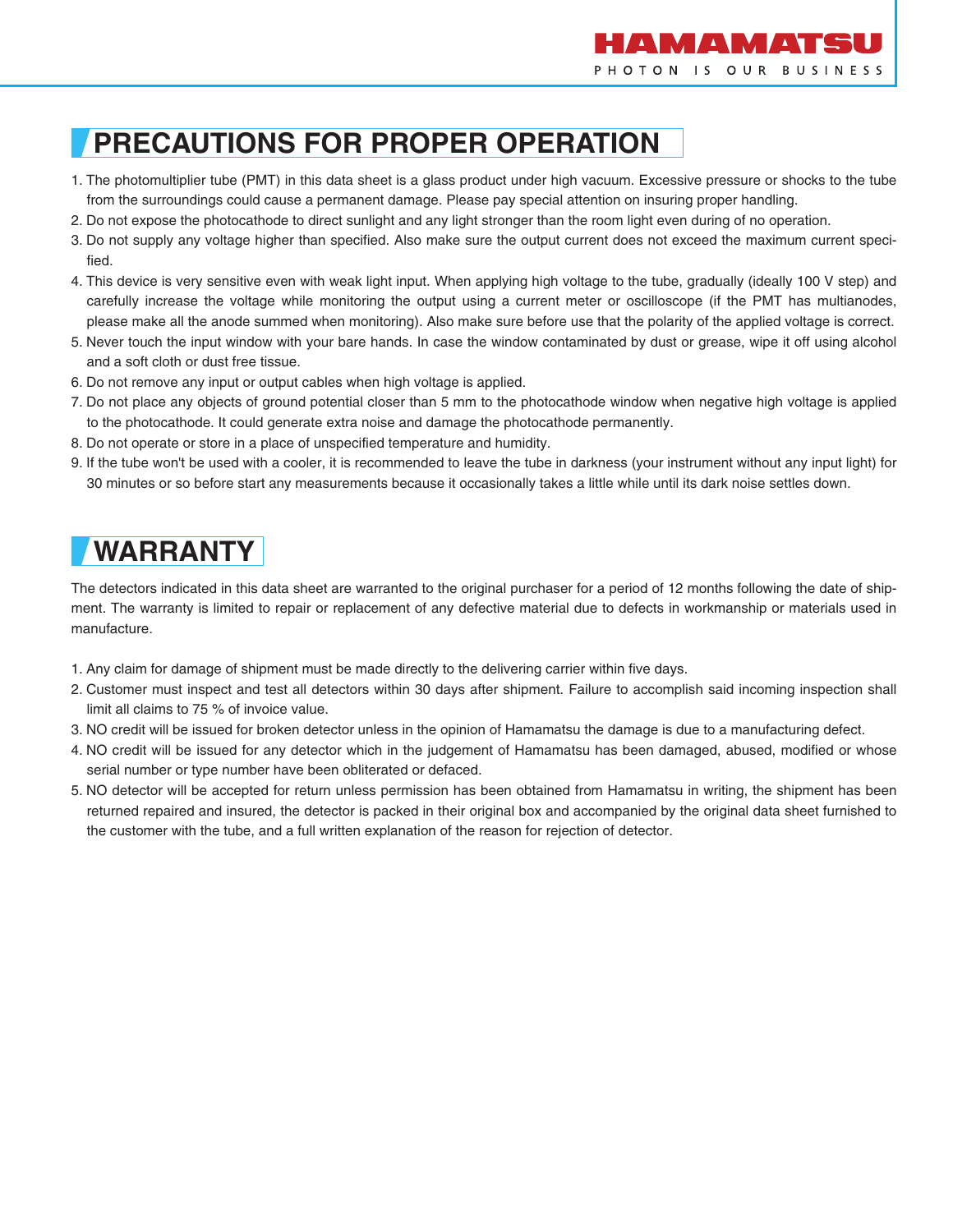## PRECAUTIONS FOR PROPER OPERATION

1. The photomultiplier tube (PMT) in this data sheet is a glass product under high vacuum. Excessive pressure or shocks to the tube from the surroundings could cause a permanent damage. Please pay special attention on insuring proper handling.
2. Do not expose the photocathode to direct sunlight and any light stronger than the room light even during of no operation.
3. Do not supply any voltage higher than specified. Also make sure the output current does not exceed the maximum current specified.
4. This device is very sensitive even with weak light input. When applying high voltage to the tube, gradually (ideally 100 V step) and carefully increase the voltage while monitoring the output using a current meter or oscilloscope (if the PMT has multianodes, please make all the anode summed when monitoring). Also make sure before use that the polarity of the applied voltage is correct.
5. Never touch the input window with your bare hands. In case the window contaminated by dust or grease, wipe it off using alcohol and a soft cloth or dust free tissue.
6. Do not remove any input or output cables when high voltage is applied.
7. Do not place any objects of ground potential closer than 5 mm to the photocathode window when negative high voltage is applied to the photocathode. It could generate extra noise and damage the photocathode permanently.
8. Do not operate or store in a place of unspecified temperature and humidity.
9. If the tube won't be used with a cooler, it is recommended to leave the tube in darkness (your instrument without any input light) for 30 minutes or so before start any measurements because it occasionally takes a little while until its dark noise settles down.

## WARRANTY

The detectors indicated in this data sheet are warranted to the original purchaser for a period of 12 months following the date of shipment. The warranty is limited to repair or replacement of any defective material due to defects in workmanship or materials used in manufacture.

1. Any claim for damage of shipment must be made directly to the delivering carrier within five days.
2. Customer must inspect and test all detectors within 30 days after shipment. Failure to accomplish said incoming inspection shall limit all claims to 75 % of invoice value.
3. NO credit will be issued for broken detector unless in the opinion of Hamamatsu the damage is due to a manufacturing defect.
4. NO credit will be issued for any detector which in the judgement of Hamamatsu has been damaged, abused, modified or whose serial number or type number have been obliterated or defaced.
5. NO detector will be accepted for return unless permission has been obtained from Hamamatsu in writing, the shipment has been returned repaired and insured, the detector is packed in their original box and accompanied by the original data sheet furnished to the customer with the tube, and a full written explanation of the reason for rejection of detector.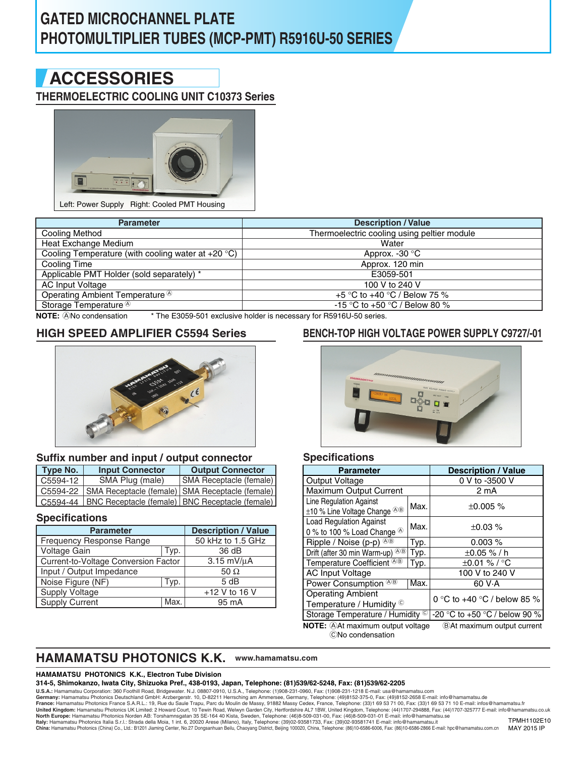# GATED MICROCHANNEL PLATE PHOTOMULTIPLIER TUBES (MCP-PMT) R5916U-50 SERIES

## ACCESSORIES

### THERMOELECTRIC COOLING UNIT C10373 Series

Left: Power Supply Right: Cooled PMT Housing

| Parameter | Description / Value |
|---|---|
| Cooling Method | Thermoelectric cooling using peltier module |
| Heat Exchange Medium | Water |
| Cooling Temperature (with cooling water at +20 °C) | Approx. -30 °C |
| Cooling Time | Approx. 120 min |
| Applicable PMT Holder (sold separately) * | E3059-501 |
| AC Input Voltage | 100 V to 240 V |
| Operating Ambient Temperature Ⓐ | +5 °C to +40 °C / Below 75 % |
| Storage Temperature Ⓐ | -15 °C to +50 °C / Below 80 % |

**NOTE:** ⒶNo condensation * The E3059-501 exclusive holder is necessary for R5916U-50 series.

### HIGH SPEED AMPLIFIER C5594 Series

#### Suffix number and input / output connector

| Type No. | Input Connector | Output Connector |
|---|---|---|
| C5594-12 | SMA Plug (male) | SMA Receptacle (female) |
| C5594-22 | SMA Receptacle (female) | SMA Receptacle (female) |
| C5594-44 | BNC Receptacle (female) | BNC Receptacle (female) |

#### Specifications

| Parameter | | Description / Value |
|---|---|---|
| Frequency Response Range | | 50 kHz to 1.5 GHz |
| Voltage Gain | Typ. | 36 dB |
| Current-to-Voltage Conversion Factor | | 3.15 mV/µA |
| Input / Output Impedance | | 50 Ω |
| Noise Figure (NF) | Typ. | 5 dB |
| Supply Voltage | | +12 V to 16 V |
| Supply Current | Max. | 95 mA |

### BENCH-TOP HIGH VOLTAGE POWER SUPPLY C9727/-01

#### Specifications

| Parameter | | Description / Value |
|---|---|---|
| Output Voltage | | 0 V to -3500 V |
| Maximum Output Current | | 2 mA |
| Line Regulation Against ±10 % Line Voltage Change ⒶⒷ | Max. | ±0.005 % |
| Load Regulation Against 0 % to 100 % Load Change Ⓐ | Max. | ±0.03 % |
| Ripple / Noise (p-p) ⒶⒷ | Typ. | 0.003 % |
| Drift (after 30 min Warm-up) ⒶⒷ | Typ. | ±0.05 % / h |
| Temperature Coefficient ⒶⒷ | Typ. | ±0.01 % / °C |
| AC Input Voltage | | 100 V to 240 V |
| Power Consumption ⒶⒷ | Max. | 60 V·A |
| Operating Ambient Temperature / Humidity Ⓒ | | 0 °C to +40 °C / below 85 % |
| Storage Temperature / Humidity Ⓒ | | -20 °C to +50 °C / below 90 % |

**NOTE:** ⒶAt maximum output voltage ⒷAt maximum output current ⒸNo condensation

## HAMAMATSU PHOTONICS K.K. www.hamamatsu.com

**HAMAMATSU PHOTONICS K.K., Electron Tube Division**
**314-5, Shimokanzo, Iwata City, Shizuoka Pref., 438-0193, Japan, Telephone: (81)539/62-5248, Fax: (81)539/62-2205**

**U.S.A.:** Hamamatsu Corporation: 360 Foothill Road, Bridgewater. N.J. 08807-0910, U.S.A., Telephone: (1)908-231-0960, Fax: (1)908-231-1218 E-mail: usa@hamamatsu.com
**Germany:** Hamamatsu Photonics Deutschland GmbH: Arzbergerstr. 10, D-82211 Herrsching am Ammersee, Germany, Telephone: (49)8152-375-0, Fax: (49)8152-2658 E-mail: info@hamamatsu.de
**France:** Hamamatsu Photonics France S.A.R.L.: 19, Rue du Saule Trapu, Parc du Moulin de Massy, 91882 Massy Cedex, France, Telephone: (33)1 69 53 71 00, Fax: (33)1 69 53 71 10 E-mail: infos@hamamatsu.fr
**United Kingdom:** Hamamatsu Photonics UK Limited: 2 Howard Court, 10 Tewin Road, Welwyn Garden City, Hertfordshire AL7 1BW, United Kingdom, Telephone: (44)1707-294888, Fax: (44)1707-325777 E-mail: info@hamamatsu.co.uk
**North Europe:** Hamamatsu Photonics Norden AB: Torshamnsgatan 35 SE-164 40 Kista, Sweden, Telephone: (46)8-509-031-00, Fax: (46)8-509-031-01 E-mail: info@hamamatsu.se
**Italy:** Hamamatsu Photonics Italia S.r.l.: Strada della Moia, 1 int. 6, 20020 Arese (Milano), Italy, Telephone: (39)02-93581733, Fax: (39)02-93581741 E-mail: info@hamamatsu.it
**China:** Hamamatsu Photonics (China) Co., Ltd.: B1201 Jiaming Center, No.27 Dongsanhuan Beilu, Chaoyang District, Beijing 100020, China, Telephone: (86)10-6586-6006, Fax: (86)10-6586-2866 E-mail: hpc@hamamatsu.com.cn

TPMH1102E10
MAY 2015 IP